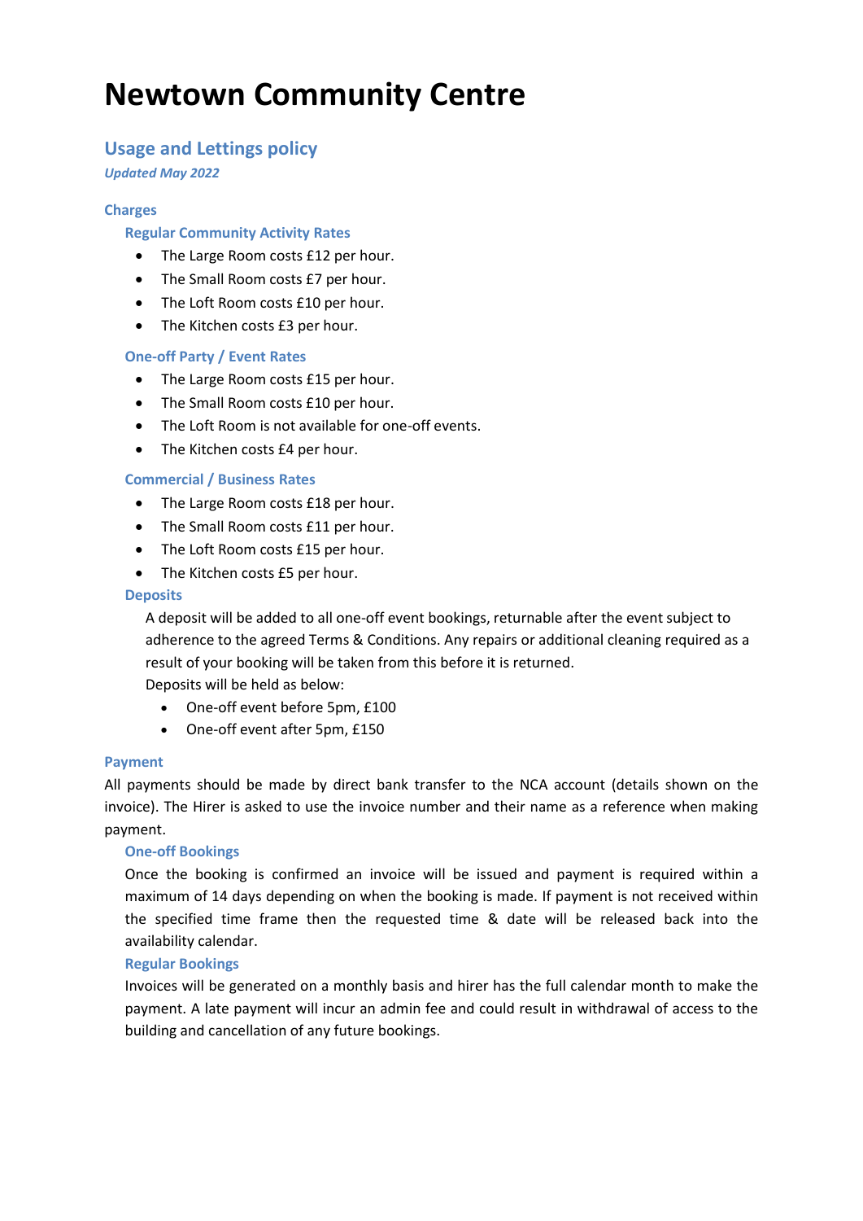# Newtown Community Centre

## Usage and Lettings policy

*Updated May 2022*

### Charges

#### Regular Community Activity Rates

- The Large Room costs £12 per hour.
- The Small Room costs £7 per hour.
- The Loft Room costs £10 per hour.
- The Kitchen costs £3 per hour.

#### One-off Party / Event Rates

- The Large Room costs £15 per hour.
- The Small Room costs £10 per hour.
- The Loft Room is not available for one-off events.
- The Kitchen costs £4 per hour.

#### Commercial / Business Rates

- The Large Room costs £18 per hour.
- The Small Room costs £11 per hour.
- The Loft Room costs £15 per hour.
- The Kitchen costs £5 per hour.

#### Deposits

A deposit will be added to all one-off event bookings, returnable after the event subject to adherence to the agreed Terms & Conditions. Any repairs or additional cleaning required as a result of your booking will be taken from this before it is returned.

Deposits will be held as below:

- One-off event before 5pm, £100
- One-off event after 5pm, £150

### Payment

All payments should be made by direct bank transfer to the NCA account (details shown on the invoice). The Hirer is asked to use the invoice number and their name as a reference when making payment.

#### One-off Bookings

Once the booking is confirmed an invoice will be issued and payment is required within a maximum of 14 days depending on when the booking is made. If payment is not received within the specified time frame then the requested time & date will be released back into the availability calendar.

#### Regular Bookings

Invoices will be generated on a monthly basis and hirer has the full calendar month to make the payment. A late payment will incur an admin fee and could result in withdrawal of access to the building and cancellation of any future bookings.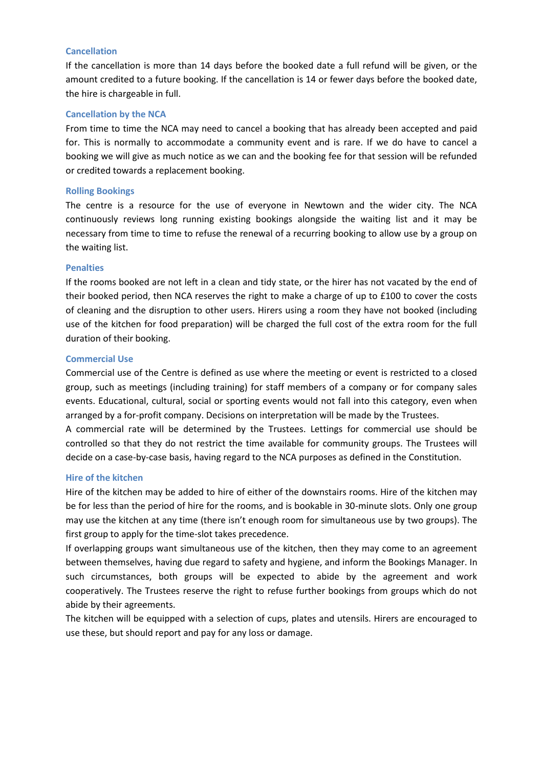### Cancellation

If the cancellation is more than 14 days before the booked date a full refund will be given, or the amount credited to a future booking. If the cancellation is 14 or fewer days before the booked date, the hire is chargeable in full.

### Cancellation by the NCA

From time to time the NCA may need to cancel a booking that has already been accepted and paid for. This is normally to accommodate a community event and is rare. If we do have to cancel a booking we will give as much notice as we can and the booking fee for that session will be refunded or credited towards a replacement booking.

### Rolling Bookings

The centre is a resource for the use of everyone in Newtown and the wider city. The NCA continuously reviews long running existing bookings alongside the waiting list and it may be necessary from time to time to refuse the renewal of a recurring booking to allow use by a group on the waiting list.

### Penalties

If the rooms booked are not left in a clean and tidy state, or the hirer has not vacated by the end of their booked period, then NCA reserves the right to make a charge of up to £100 to cover the costs of cleaning and the disruption to other users. Hirers using a room they have not booked (including use of the kitchen for food preparation) will be charged the full cost of the extra room for the full duration of their booking.

### Commercial Use

Commercial use of the Centre is defined as use where the meeting or event is restricted to a closed group, such as meetings (including training) for staff members of a company or for company sales events. Educational, cultural, social or sporting events would not fall into this category, even when arranged by a for-profit company. Decisions on interpretation will be made by the Trustees.

A commercial rate will be determined by the Trustees. Lettings for commercial use should be controlled so that they do not restrict the time available for community groups. The Trustees will decide on a case-by-case basis, having regard to the NCA purposes as defined in the Constitution.

### Hire of the kitchen

Hire of the kitchen may be added to hire of either of the downstairs rooms. Hire of the kitchen may be for less than the period of hire for the rooms, and is bookable in 30-minute slots. Only one group may use the kitchen at any time (there isn't enough room for simultaneous use by two groups). The first group to apply for the time-slot takes precedence.

If overlapping groups want simultaneous use of the kitchen, then they may come to an agreement between themselves, having due regard to safety and hygiene, and inform the Bookings Manager. In such circumstances, both groups will be expected to abide by the agreement and work cooperatively. The Trustees reserve the right to refuse further bookings from groups which do not abide by their agreements.

The kitchen will be equipped with a selection of cups, plates and utensils. Hirers are encouraged to use these, but should report and pay for any loss or damage.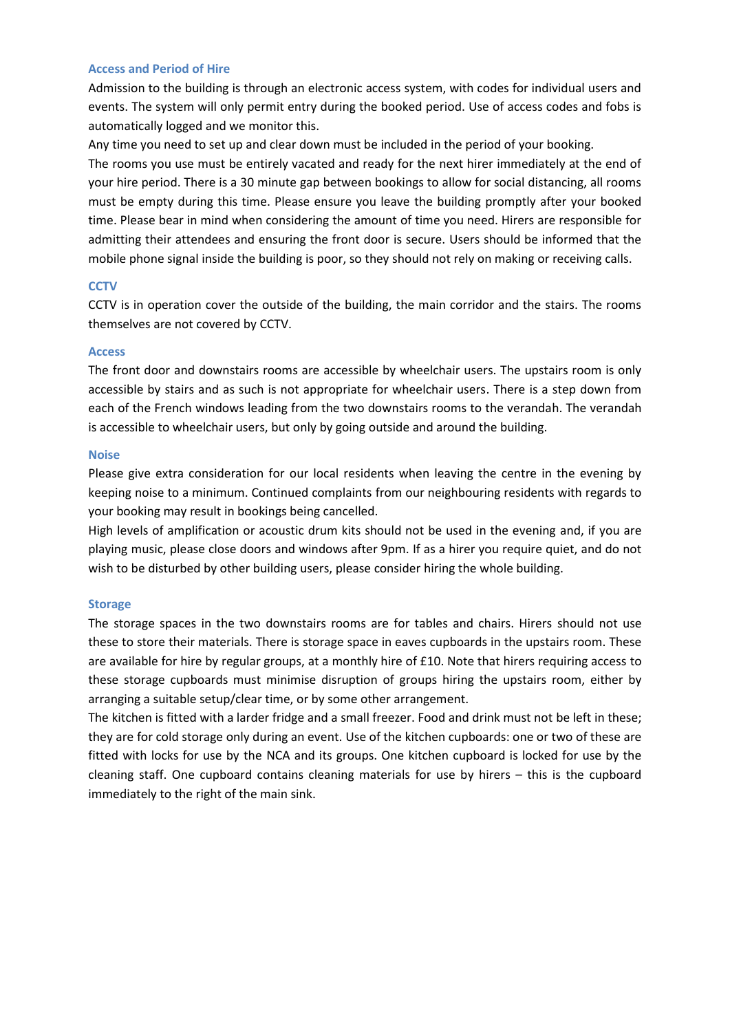## Access and Period of Hire

Admission to the building is through an electronic access system, with codes for individual users and events. The system will only permit entry during the booked period. Use of access codes and fobs is automatically logged and we monitor this.

Any time you need to set up and clear down must be included in the period of your booking.

The rooms you use must be entirely vacated and ready for the next hirer immediately at the end of your hire period. There is a 30 minute gap between bookings to allow for social distancing, all rooms must be empty during this time. Please ensure you leave the building promptly after your booked time. Please bear in mind when considering the amount of time you need. Hirers are responsible for admitting their attendees and ensuring the front door is secure. Users should be informed that the mobile phone signal inside the building is poor, so they should not rely on making or receiving calls.

## CCTV

CCTV is in operation cover the outside of the building, the main corridor and the stairs. The rooms themselves are not covered by CCTV.

## Access

The front door and downstairs rooms are accessible by wheelchair users. The upstairs room is only accessible by stairs and as such is not appropriate for wheelchair users. There is a step down from each of the French windows leading from the two downstairs rooms to the verandah. The verandah is accessible to wheelchair users, but only by going outside and around the building.

## Noise

Please give extra consideration for our local residents when leaving the centre in the evening by keeping noise to a minimum. Continued complaints from our neighbouring residents with regards to your booking may result in bookings being cancelled.

High levels of amplification or acoustic drum kits should not be used in the evening and, if you are playing music, please close doors and windows after 9pm. If as a hirer you require quiet, and do not wish to be disturbed by other building users, please consider hiring the whole building.

## Storage

The storage spaces in the two downstairs rooms are for tables and chairs. Hirers should not use these to store their materials. There is storage space in eaves cupboards in the upstairs room. These are available for hire by regular groups, at a monthly hire of £10. Note that hirers requiring access to these storage cupboards must minimise disruption of groups hiring the upstairs room, either by arranging a suitable setup/clear time, or by some other arrangement.

The kitchen is fitted with a larder fridge and a small freezer. Food and drink must not be left in these; they are for cold storage only during an event. Use of the kitchen cupboards: one or two of these are fitted with locks for use by the NCA and its groups. One kitchen cupboard is locked for use by the cleaning staff. One cupboard contains cleaning materials for use by hirers – this is the cupboard immediately to the right of the main sink.